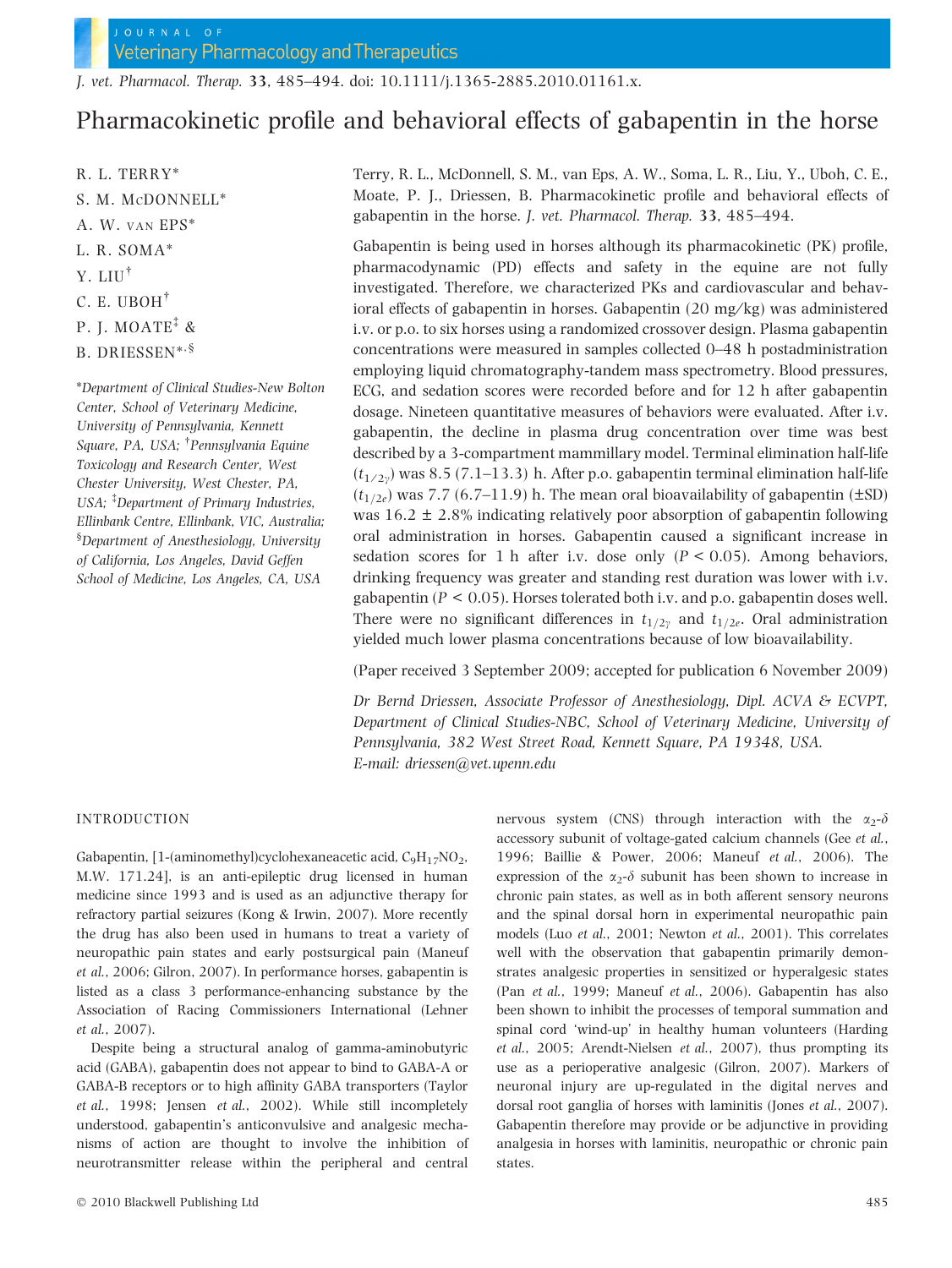# Pharmacokinetic profile and behavioral effects of gabapentin in the horse

R. L. TERRY*
S. M. McDONNELL*
A. W. VAN EPS*
L. R. SOMA*
Y. LIU[†]
C. E. UBOH[†]
P. J. MOATE[‡] &
B. DRIESSEN*[,§]

*Department of Clinical Studies-New Bolton Center, School of Veterinary Medicine, University of Pennsylvania, Kennett Square, PA, USA; [†]Pennsylvania Equine Toxicology and Research Center, West Chester University, West Chester, PA, USA; [‡]Department of Primary Industries, Ellinbank Centre, Ellinbank, VIC, Australia; [§]Department of Anesthesiology, University of California, Los Angeles, David Geffen School of Medicine, Los Angeles, CA, USA

Terry, R. L., McDonnell, S. M., van Eps, A. W., Soma, L. R., Liu, Y., Uboh, C. E., Moate, P. J., Driessen, B. Pharmacokinetic profile and behavioral effects of gabapentin in the horse. *J. vet. Pharmacol. Therap.* **33**, 485–494.

Gabapentin is being used in horses although its pharmacokinetic (PK) profile, pharmacodynamic (PD) effects and safety in the equine are not fully investigated. Therefore, we characterized PKs and cardiovascular and behavioral effects of gabapentin in horses. Gabapentin (20 mg/kg) was administered i.v. or p.o. to six horses using a randomized crossover design. Plasma gabapentin concentrations were measured in samples collected 0–48 h postadministration employing liquid chromatography-tandem mass spectrometry. Blood pressures, ECG, and sedation scores were recorded before and for 12 h after gabapentin dosage. Nineteen quantitative measures of behaviors were evaluated. After i.v. gabapentin, the decline in plasma drug concentration over time was best described by a 3-compartment mammillary model. Terminal elimination half-life ($t_{1/2\gamma}$) was 8.5 (7.1–13.3) h. After p.o. gabapentin terminal elimination half-life ($t_{1/2e}$) was 7.7 (6.7–11.9) h. The mean oral bioavailability of gabapentin (±SD) was 16.2 ± 2.8% indicating relatively poor absorption of gabapentin following oral administration in horses. Gabapentin caused a significant increase in sedation scores for 1 h after i.v. dose only ($P < 0.05$). Among behaviors, drinking frequency was greater and standing rest duration was lower with i.v. gabapentin ($P < 0.05$). Horses tolerated both i.v. and p.o. gabapentin doses well. There were no significant differences in $t_{1/2\gamma}$ and $t_{1/2e}$. Oral administration yielded much lower plasma concentrations because of low bioavailability.

(Paper received 3 September 2009; accepted for publication 6 November 2009)

*Dr Bernd Driessen, Associate Professor of Anesthesiology, Dipl. ACVA & ECVPT, Department of Clinical Studies-NBC, School of Veterinary Medicine, University of Pennsylvania, 382 West Street Road, Kennett Square, PA 19348, USA. E-mail: driessen@vet.upenn.edu*

## INTRODUCTION

Gabapentin, [1-(aminomethyl)cyclohexaneacetic acid, $C_9H_{17}NO_2$, M.W. 171.24], is an anti-epileptic drug licensed in human medicine since 1993 and is used as an adjunctive therapy for refractory partial seizures (Kong & Irwin, 2007). More recently the drug has also been used in humans to treat a variety of neuropathic pain states and early postsurgical pain (Maneuf *et al.*, 2006; Gilron, 2007). In performance horses, gabapentin is listed as a class 3 performance-enhancing substance by the Association of Racing Commissioners International (Lehner *et al.*, 2007).

Despite being a structural analog of gamma-aminobutyric acid (GABA), gabapentin does not appear to bind to GABA-A or GABA-B receptors or to high affinity GABA transporters (Taylor *et al.*, 1998; Jensen *et al.*, 2002). While still incompletely understood, gabapentin's anticonvulsive and analgesic mechanisms of action are thought to involve the inhibition of neurotransmitter release within the peripheral and central nervous system (CNS) through interaction with the $\alpha_2$-$\delta$ accessory subunit of voltage-gated calcium channels (Gee *et al.*, 1996; Baillie & Power, 2006; Maneuf *et al.*, 2006). The expression of the $\alpha_2$-$\delta$ subunit has been shown to increase in chronic pain states, as well as in both afferent sensory neurons and the spinal dorsal horn in experimental neuropathic pain models (Luo *et al.*, 2001; Newton *et al.*, 2001). This correlates well with the observation that gabapentin primarily demonstrates analgesic properties in sensitized or hyperalgesic states (Pan *et al.*, 1999; Maneuf *et al.*, 2006). Gabapentin has also been shown to inhibit the processes of temporal summation and spinal cord 'wind-up' in healthy human volunteers (Harding *et al.*, 2005; Arendt-Nielsen *et al.*, 2007), thus prompting its use as a perioperative analgesic (Gilron, 2007). Markers of neuronal injury are up-regulated in the digital nerves and dorsal root ganglia of horses with laminitis (Jones *et al.*, 2007). Gabapentin therefore may provide or be adjunctive in providing analgesia in horses with laminitis, neuropathic or chronic pain states.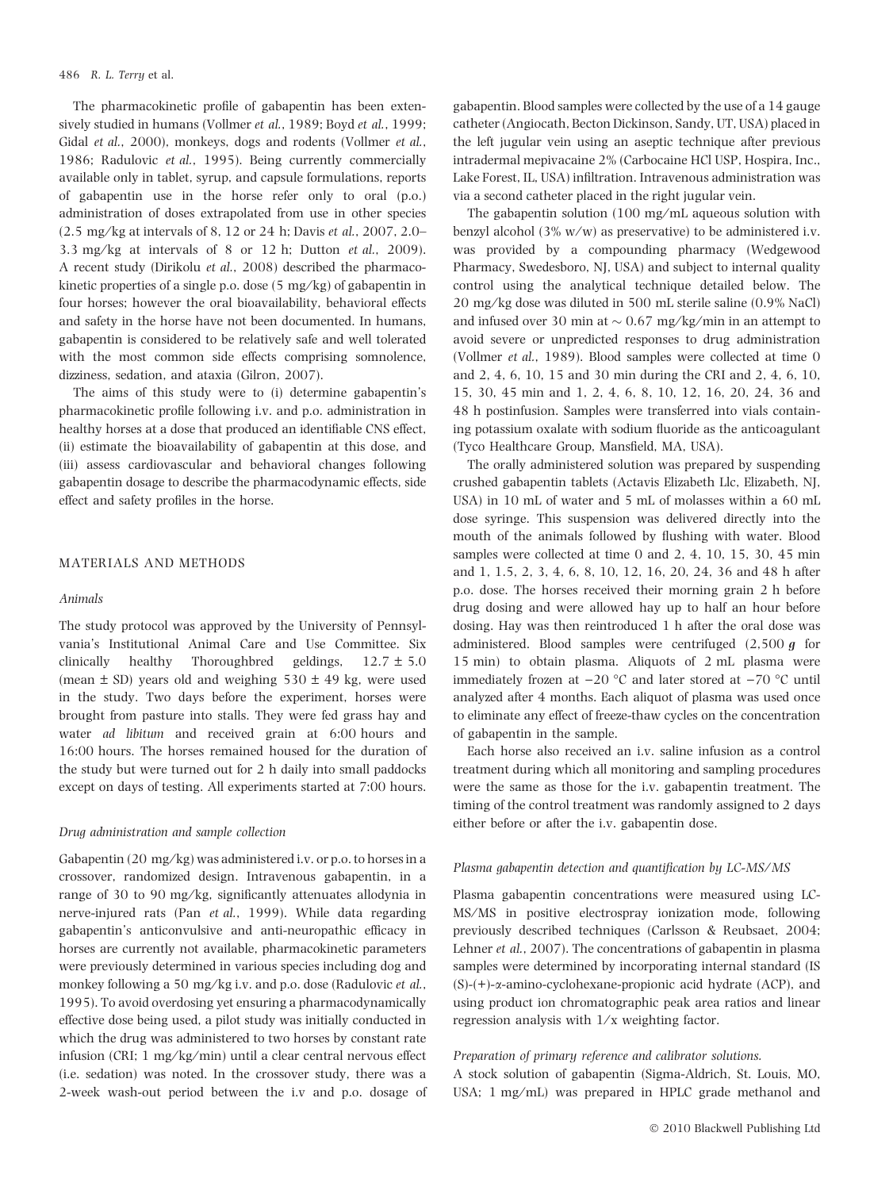The pharmacokinetic profile of gabapentin has been extensively studied in humans (Vollmer *et al.*, 1989; Boyd *et al.*, 1999; Gidal *et al.*, 2000), monkeys, dogs and rodents (Vollmer *et al.*, 1986; Radulovic *et al.*, 1995). Being currently commercially available only in tablet, syrup, and capsule formulations, reports of gabapentin use in the horse refer only to oral (p.o.) administration of doses extrapolated from use in other species (2.5 mg/kg at intervals of 8, 12 or 24 h; Davis *et al.*, 2007, 2.0–3.3 mg/kg at intervals of 8 or 12 h; Dutton *et al.*, 2009). A recent study (Dirikolu *et al.*, 2008) described the pharmacokinetic properties of a single p.o. dose (5 mg/kg) of gabapentin in four horses; however the oral bioavailability, behavioral effects and safety in the horse have not been documented. In humans, gabapentin is considered to be relatively safe and well tolerated with the most common side effects comprising somnolence, dizziness, sedation, and ataxia (Gilron, 2007).

The aims of this study were to (i) determine gabapentin's pharmacokinetic profile following i.v. and p.o. administration in healthy horses at a dose that produced an identifiable CNS effect, (ii) estimate the bioavailability of gabapentin at this dose, and (iii) assess cardiovascular and behavioral changes following gabapentin dosage to describe the pharmacodynamic effects, side effect and safety profiles in the horse.

## MATERIALS AND METHODS

### *Animals*

The study protocol was approved by the University of Pennsylvania's Institutional Animal Care and Use Committee. Six clinically healthy Thoroughbred geldings, 12.7 ± 5.0 (mean ± SD) years old and weighing 530 ± 49 kg, were used in the study. Two days before the experiment, horses were brought from pasture into stalls. They were fed grass hay and water *ad libitum* and received grain at 6:00 hours and 16:00 hours. The horses remained housed for the duration of the study but were turned out for 2 h daily into small paddocks except on days of testing. All experiments started at 7:00 hours.

### *Drug administration and sample collection*

Gabapentin (20 mg/kg) was administered i.v. or p.o. to horses in a crossover, randomized design. Intravenous gabapentin, in a range of 30 to 90 mg/kg, significantly attenuates allodynia in nerve-injured rats (Pan *et al.*, 1999). While data regarding gabapentin's anticonvulsive and anti-neuropathic efficacy in horses are currently not available, pharmacokinetic parameters were previously determined in various species including dog and monkey following a 50 mg/kg i.v. and p.o. dose (Radulovic *et al.*, 1995). To avoid overdosing yet ensuring a pharmacodynamically effective dose being used, a pilot study was initially conducted in which the drug was administered to two horses by constant rate infusion (CRI; 1 mg/kg/min) until a clear central nervous effect (i.e. sedation) was noted. In the crossover study, there was a 2-week wash-out period between the i.v and p.o. dosage of gabapentin. Blood samples were collected by the use of a 14 gauge catheter (Angiocath, Becton Dickinson, Sandy, UT, USA) placed in the left jugular vein using an aseptic technique after previous intradermal mepivacaine 2% (Carbocaine HCl USP, Hospira, Inc., Lake Forest, IL, USA) infiltration. Intravenous administration was via a second catheter placed in the right jugular vein.

The gabapentin solution (100 mg/mL aqueous solution with benzyl alcohol (3% w/w) as preservative) to be administered i.v. was provided by a compounding pharmacy (Wedgewood Pharmacy, Swedesboro, NJ, USA) and subject to internal quality control using the analytical technique detailed below. The 20 mg/kg dose was diluted in 500 mL sterile saline (0.9% NaCl) and infused over 30 min at ~ 0.67 mg/kg/min in an attempt to avoid severe or unpredicted responses to drug administration (Vollmer *et al.*, 1989). Blood samples were collected at time 0 and 2, 4, 6, 10, 15 and 30 min during the CRI and 2, 4, 6, 10, 15, 30, 45 min and 1, 2, 4, 6, 8, 10, 12, 16, 20, 24, 36 and 48 h postinfusion. Samples were transferred into vials containing potassium oxalate with sodium fluoride as the anticoagulant (Tyco Healthcare Group, Mansfield, MA, USA).

The orally administered solution was prepared by suspending crushed gabapentin tablets (Actavis Elizabeth Llc, Elizabeth, NJ, USA) in 10 mL of water and 5 mL of molasses within a 60 mL dose syringe. This suspension was delivered directly into the mouth of the animals followed by flushing with water. Blood samples were collected at time 0 and 2, 4, 10, 15, 30, 45 min and 1, 1.5, 2, 3, 4, 6, 8, 10, 12, 16, 20, 24, 36 and 48 h after p.o. dose. The horses received their morning grain 2 h before drug dosing and were allowed hay up to half an hour before dosing. Hay was then reintroduced 1 h after the oral dose was administered. Blood samples were centrifuged (2,500 ***g*** for 15 min) to obtain plasma. Aliquots of 2 mL plasma were immediately frozen at −20 °C and later stored at −70 °C until analyzed after 4 months. Each aliquot of plasma was used once to eliminate any effect of freeze-thaw cycles on the concentration of gabapentin in the sample.

Each horse also received an i.v. saline infusion as a control treatment during which all monitoring and sampling procedures were the same as those for the i.v. gabapentin treatment. The timing of the control treatment was randomly assigned to 2 days either before or after the i.v. gabapentin dose.

### *Plasma gabapentin detection and quantification by LC-MS/MS*

Plasma gabapentin concentrations were measured using LC-MS/MS in positive electrospray ionization mode, following previously described techniques (Carlsson & Reubsaet, 2004; Lehner *et al.*, 2007). The concentrations of gabapentin in plasma samples were determined by incorporating internal standard (IS (S)-(+)-α-amino-cyclohexane-propionic acid hydrate (ACP), and using product ion chromatographic peak area ratios and linear regression analysis with 1/x weighting factor.

#### *Preparation of primary reference and calibrator solutions.*

A stock solution of gabapentin (Sigma-Aldrich, St. Louis, MO, USA; 1 mg/mL) was prepared in HPLC grade methanol and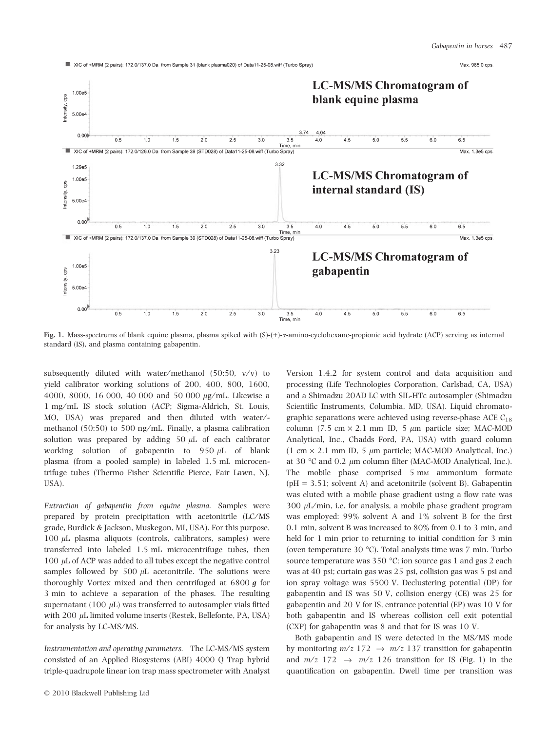**Fig. 1.** Mass-spectrums of blank equine plasma, plasma spiked with (S)-(+)-α-amino-cyclohexane-propionic acid hydrate (ACP) serving as internal standard (IS), and plasma containing gabapentin.

subsequently diluted with water/methanol (50:50, v/v) to yield calibrator working solutions of 200, 400, 800, 1600, 4000, 8000, 16 000, 40 000 and 50 000 μg/mL. Likewise a 1 mg/mL IS stock solution (ACP; Sigma-Aldrich, St. Louis, MO, USA) was prepared and then diluted with water/methanol (50:50) to 500 ng/mL. Finally, a plasma calibration solution was prepared by adding 50 μL of each calibrator working solution of gabapentin to 950 μL of blank plasma (from a pooled sample) in labeled 1.5 mL microcentrifuge tubes (Thermo Fisher Scientific Pierce, Fair Lawn, NJ, USA).

*Extraction of gabapentin from equine plasma.* Samples were prepared by protein precipitation with acetonitrile (LC/MS grade, Burdick & Jackson, Muskegon, MI, USA). For this purpose, 100 μL plasma aliquots (controls, calibrators, samples) were transferred into labeled 1.5 mL microcentrifuge tubes, then 100 μL of ACP was added to all tubes except the negative control samples followed by 500 μL acetonitrile. The solutions were thoroughly Vortex mixed and then centrifuged at 6800 ***g*** for 3 min to achieve a separation of the phases. The resulting supernatant (100 μL) was transferred to autosampler vials fitted with 200 μL limited volume inserts (Restek, Bellefonte, PA, USA) for analysis by LC-MS/MS.

*Instrumentation and operating parameters.* The LC-MS/MS system consisted of an Applied Biosystems (ABI) 4000 Q Trap hybrid triple-quadrupole linear ion trap mass spectrometer with Analyst Version 1.4.2 for system control and data acquisition and processing (Life Technologies Corporation, Carlsbad, CA, USA) and a Shimadzu 20AD LC with SIL-HTc autosampler (Shimadzu Scientific Instruments, Columbia, MD, USA). Liquid chromatographic separations were achieved using reverse-phase ACE $C_{18}$ column (7.5 cm × 2.1 mm ID, 5 μm particle size; MAC-MOD Analytical, Inc., Chadds Ford, PA, USA) with guard column (1 cm × 2.1 mm ID, 5 μm particle; MAC-MOD Analytical, Inc.) at 30 °C and 0.2 μm column filter (MAC-MOD Analytical, Inc.). The mobile phase comprised 5 mM ammonium formate (pH = 3.51; solvent A) and acetonitrile (solvent B). Gabapentin was eluted with a mobile phase gradient using a flow rate was 300 μL/min, i.e. for analysis, a mobile phase gradient program was employed: 99% solvent A and 1% solvent B for the first 0.1 min, solvent B was increased to 80% from 0.1 to 3 min, and held for 1 min prior to returning to initial condition for 3 min (oven temperature 30 °C). Total analysis time was 7 min. Turbo source temperature was 350 °C; ion source gas 1 and gas 2 each was at 40 psi; curtain gas was 25 psi, collision gas was 5 psi and ion spray voltage was 5500 V. Declustering potential (DP) for gabapentin and IS was 50 V, collision energy (CE) was 25 for gabapentin and 20 V for IS, entrance potential (EP) was 10 V for both gabapentin and IS whereas collision cell exit potential (CXP) for gabapentin was 8 and that for IS was 10 V.

Both gabapentin and IS were detected in the MS/MS mode by monitoring $m/z$ 172 → $m/z$ 137 transition for gabapentin and $m/z$ 172 → $m/z$ 126 transition for IS (Fig. 1) in the quantification on gabapentin. Dwell time per transition was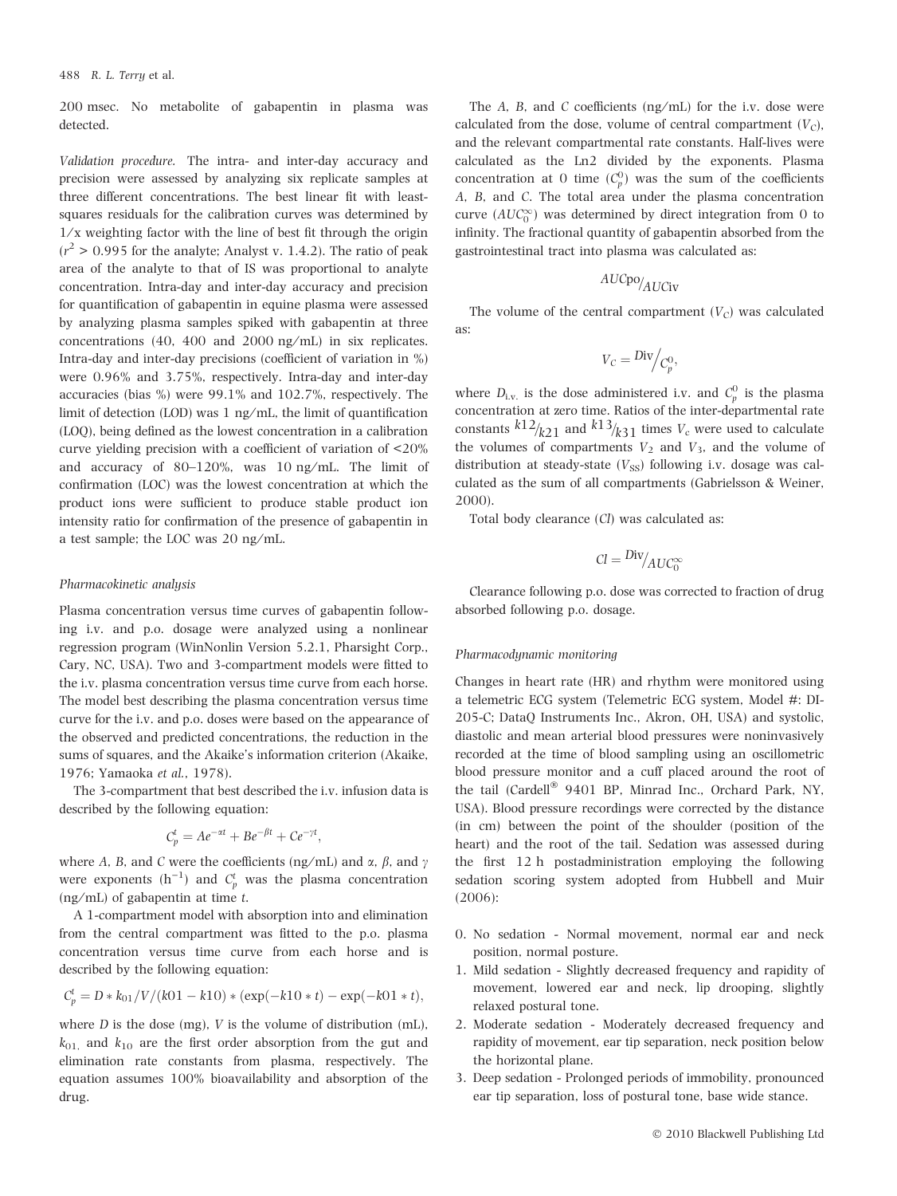200 msec. No metabolite of gabapentin in plasma was detected.

*Validation procedure.* The intra- and inter-day accuracy and precision were assessed by analyzing six replicate samples at three different concentrations. The best linear fit with least-squares residuals for the calibration curves was determined by 1/x weighting factor with the line of best fit through the origin ($r^2 > 0.995$ for the analyte; Analyst v. 1.4.2). The ratio of peak area of the analyte to that of IS was proportional to analyte concentration. Intra-day and inter-day accuracy and precision for quantification of gabapentin in equine plasma were assessed by analyzing plasma samples spiked with gabapentin at three concentrations (40, 400 and 2000 ng/mL) in six replicates. Intra-day and inter-day precisions (coefficient of variation in %) were 0.96% and 3.75%, respectively. Intra-day and inter-day accuracies (bias %) were 99.1% and 102.7%, respectively. The limit of detection (LOD) was 1 ng/mL, the limit of quantification (LOQ), being defined as the lowest concentration in a calibration curve yielding precision with a coefficient of variation of <20% and accuracy of 80–120%, was 10 ng/mL. The limit of confirmation (LOC) was the lowest concentration at which the product ions were sufficient to produce stable product ion intensity ratio for confirmation of the presence of gabapentin in a test sample; the LOC was 20 ng/mL.

### Pharmacokinetic analysis

Plasma concentration versus time curves of gabapentin following i.v. and p.o. dosage were analyzed using a nonlinear regression program (WinNonlin Version 5.2.1, Pharsight Corp., Cary, NC, USA). Two and 3-compartment models were fitted to the i.v. plasma concentration versus time curve from each horse. The model best describing the plasma concentration versus time curve for the i.v. and p.o. doses were based on the appearance of the observed and predicted concentrations, the reduction in the sums of squares, and the Akaike's information criterion (Akaike, 1976; Yamaoka *et al.*, 1978).

The 3-compartment that best described the i.v. infusion data is described by the following equation:

$$C_p^t = Ae^{-\alpha t} + Be^{-\beta t} + Ce^{-\gamma t},$$

where *A*, *B*, and *C* were the coefficients (ng/mL) and $\alpha$, $\beta$, and $\gamma$ were exponents ($h^{-1}$) and $C_p^t$ was the plasma concentration (ng/mL) of gabapentin at time *t*.

A 1-compartment model with absorption into and elimination from the central compartment was fitted to the p.o. plasma concentration versus time curve from each horse and is described by the following equation:

$$C_p^t = D * k_{01}/V/(k01 - k10) * (\exp(-k10 * t) - \exp(-k01 * t),$$

where *D* is the dose (mg), *V* is the volume of distribution (mL), $k_{01,}$ and $k_{10}$ are the first order absorption from the gut and elimination rate constants from plasma, respectively. The equation assumes 100% bioavailability and absorption of the drug.

The *A*, *B*, and *C* coefficients (ng/mL) for the i.v. dose were calculated from the dose, volume of central compartment ($V_C$), and the relevant compartmental rate constants. Half-lives were calculated as the Ln2 divided by the exponents. Plasma concentration at 0 time ($C_p^0$) was the sum of the coefficients *A*, *B*, and *C*. The total area under the plasma concentration curve ($AUC_0^\infty$) was determined by direct integration from 0 to infinity. The fractional quantity of gabapentin absorbed from the gastrointestinal tract into plasma was calculated as:

$$AUCpo/_{AUCiv}$$

The volume of the central compartment ($V_C$) was calculated as:

$$V_C = {}^{Div}\!\big/_{C_p^0},$$

where $D_{i.v.}$ is the dose administered i.v. and $C_p^0$ is the plasma concentration at zero time. Ratios of the inter-departmental rate constants $^{k12}/_{k21}$ and $^{k13}/_{k31}$ times $V_c$ were used to calculate the volumes of compartments $V_2$ and $V_3$, and the volume of distribution at steady-state ($V_{SS}$) following i.v. dosage was calculated as the sum of all compartments (Gabrielsson & Weiner, 2000).

Total body clearance (*Cl*) was calculated as:

$$Cl = {}^{Div}\!/_{AUC_0^\infty}$$

Clearance following p.o. dose was corrected to fraction of drug absorbed following p.o. dosage.

### Pharmacodynamic monitoring

Changes in heart rate (HR) and rhythm were monitored using a telemetric ECG system (Telemetric ECG system, Model #: DI-205-C; DataQ Instruments Inc., Akron, OH, USA) and systolic, diastolic and mean arterial blood pressures were noninvasively recorded at the time of blood sampling using an oscillometric blood pressure monitor and a cuff placed around the root of the tail (Cardell® 9401 BP, Minrad Inc., Orchard Park, NY, USA). Blood pressure recordings were corrected by the distance (in cm) between the point of the shoulder (position of the heart) and the root of the tail. Sedation was assessed during the first 12 h postadministration employing the following sedation scoring system adopted from Hubbell and Muir (2006):

0. No sedation - Normal movement, normal ear and neck position, normal posture.
1. Mild sedation - Slightly decreased frequency and rapidity of movement, lowered ear and neck, lip drooping, slightly relaxed postural tone.
2. Moderate sedation - Moderately decreased frequency and rapidity of movement, ear tip separation, neck position below the horizontal plane.
3. Deep sedation - Prolonged periods of immobility, pronounced ear tip separation, loss of postural tone, base wide stance.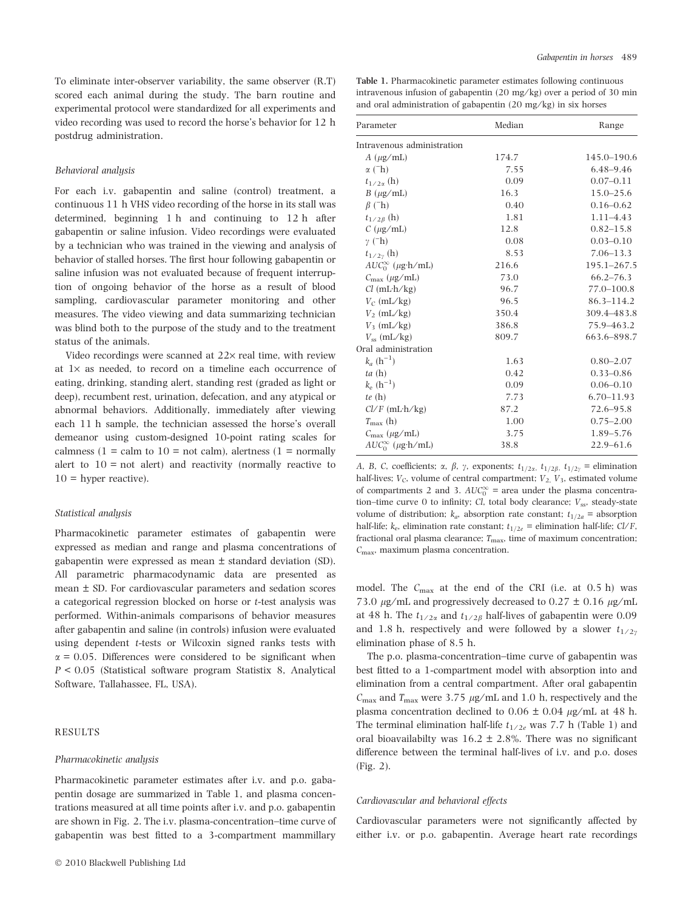To eliminate inter-observer variability, the same observer (R.T) scored each animal during the study. The barn routine and experimental protocol were standardized for all experiments and video recording was used to record the horse's behavior for 12 h postdrug administration.

### Behavioral analysis

For each i.v. gabapentin and saline (control) treatment, a continuous 11 h VHS video recording of the horse in its stall was determined, beginning 1 h and continuing to 12 h after gabapentin or saline infusion. Video recordings were evaluated by a technician who was trained in the viewing and analysis of behavior of stalled horses. The first hour following gabapentin or saline infusion was not evaluated because of frequent interruption of ongoing behavior of the horse as a result of blood sampling, cardiovascular parameter monitoring and other measures. The video viewing and data summarizing technician was blind both to the purpose of the study and to the treatment status of the animals.

Video recordings were scanned at 22× real time, with review at 1× as needed, to record on a timeline each occurrence of eating, drinking, standing alert, standing rest (graded as light or deep), recumbent rest, urination, defecation, and any atypical or abnormal behaviors. Additionally, immediately after viewing each 11 h sample, the technician assessed the horse's overall demeanor using custom-designed 10-point rating scales for calmness (1 = calm to 10 = not calm), alertness (1 = normally alert to 10 = not alert) and reactivity (normally reactive to 10 = hyper reactive).

### Statistical analysis

Pharmacokinetic parameter estimates of gabapentin were expressed as median and range and plasma concentrations of gabapentin were expressed as mean ± standard deviation (SD). All parametric pharmacodynamic data are presented as mean ± SD. For cardiovascular parameters and sedation scores a categorical regression blocked on horse or *t*-test analysis was performed. Within-animals comparisons of behavior measures after gabapentin and saline (in controls) infusion were evaluated using dependent *t*-tests or Wilcoxin signed ranks tests with $\alpha = 0.05$. Differences were considered to be significant when $P < 0.05$ (Statistical software program Statistix 8, Analytical Software, Tallahassee, FL, USA).

## RESULTS

### Pharmacokinetic analysis

Pharmacokinetic parameter estimates after i.v. and p.o. gabapentin dosage are summarized in Table 1, and plasma concentrations measured at all time points after i.v. and p.o. gabapentin are shown in Fig. 2. The i.v. plasma-concentration–time curve of gabapentin was best fitted to a 3-compartment mammillary model. The $C_{max}$ at the end of the CRI (i.e. at 0.5 h) was 73.0 μg/mL and progressively decreased to 0.27 ± 0.16 μg/mL at 48 h. The $t_{1/2\alpha}$ and $t_{1/2\beta}$ half-lives of gabapentin were 0.09 and 1.8 h, respectively and were followed by a slower $t_{1/2\gamma}$ elimination phase of 8.5 h.

The p.o. plasma-concentration–time curve of gabapentin was best fitted to a 1-compartment model with absorption into and elimination from a central compartment. After oral gabapentin $C_{max}$ and $T_{max}$ were 3.75 μg/mL and 1.0 h, respectively and the plasma concentration declined to 0.06 ± 0.04 μg/mL at 48 h. The terminal elimination half-life $t_{1/2e}$ was 7.7 h (Table 1) and oral bioavailabilty was 16.2 ± 2.8%. There was no significant difference between the terminal half-lives of i.v. and p.o. doses (Fig. 2).

**Table 1.** Pharmacokinetic parameter estimates following continuous intravenous infusion of gabapentin (20 mg/kg) over a period of 30 min and oral administration of gabapentin (20 mg/kg) in six horses

| Parameter | Median | Range |
|---|---|---|
| Intravenous administration | | |
| $A$ (μg/mL) | 174.7 | 145.0–190.6 |
| $\alpha$ ($^{-}$h) | 7.55 | 6.48–9.46 |
| $t_{1/2\alpha}$ (h) | 0.09 | 0.07–0.11 |
| $B$ (μg/mL) | 16.3 | 15.0–25.6 |
| $\beta$ ($^{-}$h) | 0.40 | 0.16–0.62 |
| $t_{1/2\beta}$ (h) | 1.81 | 1.11–4.43 |
| $C$ (μg/mL) | 12.8 | 0.82–15.8 |
| $\gamma$ ($^{-}$h) | 0.08 | 0.03–0.10 |
| $t_{1/2\gamma}$ (h) | 8.53 | 7.06–13.3 |
| $AUC_0^\infty$ (μg·h/mL) | 216.6 | 195.1–267.5 |
| $C_{max}$ (μg/mL) | 73.0 | 66.2–76.3 |
| $Cl$ (mL·h/kg) | 96.7 | 77.0–100.8 |
| $V_C$ (mL/kg) | 96.5 | 86.3–114.2 |
| $V_2$ (mL/kg) | 350.4 | 309.4–483.8 |
| $V_3$ (mL/kg) | 386.8 | 75.9–463.2 |
| $V_{ss}$ (mL/kg) | 809.7 | 663.6–898.7 |
| Oral administration | | |
| $k_a$ (h$^{-1}$) | 1.63 | 0.80–2.07 |
| $ta$ (h) | 0.42 | 0.33–0.86 |
| $k_e$ (h$^{-1}$) | 0.09 | 0.06–0.10 |
| $te$ (h) | 7.73 | 6.70–11.93 |
| $Cl/F$ (mL·h/kg) | 87.2 | 72.6–95.8 |
| $T_{max}$ (h) | 1.00 | 0.75–2.00 |
| $C_{max}$ (μg/mL) | 3.75 | 1.89–5.76 |
| $AUC_0^\infty$ (μg·h/mL) | 38.8 | 22.9–61.6 |

*A, B, C*, coefficients; *α, β, γ*, exponents; $t_{1/2\alpha}$, $t_{1/2\beta}$, $t_{1/2\gamma}$ = elimination half-lives; $V_C$, volume of central compartment; $V_2$, $V_3$, estimated volume of compartments 2 and 3. $AUC_0^\infty$ = area under the plasma concentration–time curve 0 to infinity; *Cl*, total body clearance; $V_{ss}$, steady-state volume of distribution; $k_a$, absorption rate constant; $t_{1/2a}$ = absorption half-life; $k_e$, elimination rate constant; $t_{1/2e}$ = elimination half-life; *Cl/F*, fractional oral plasma clearance; $T_{max}$, time of maximum concentration; $C_{max}$, maximum plasma concentration.

### Cardiovascular and behavioral effects

Cardiovascular parameters were not significantly affected by either i.v. or p.o. gabapentin. Average heart rate recordings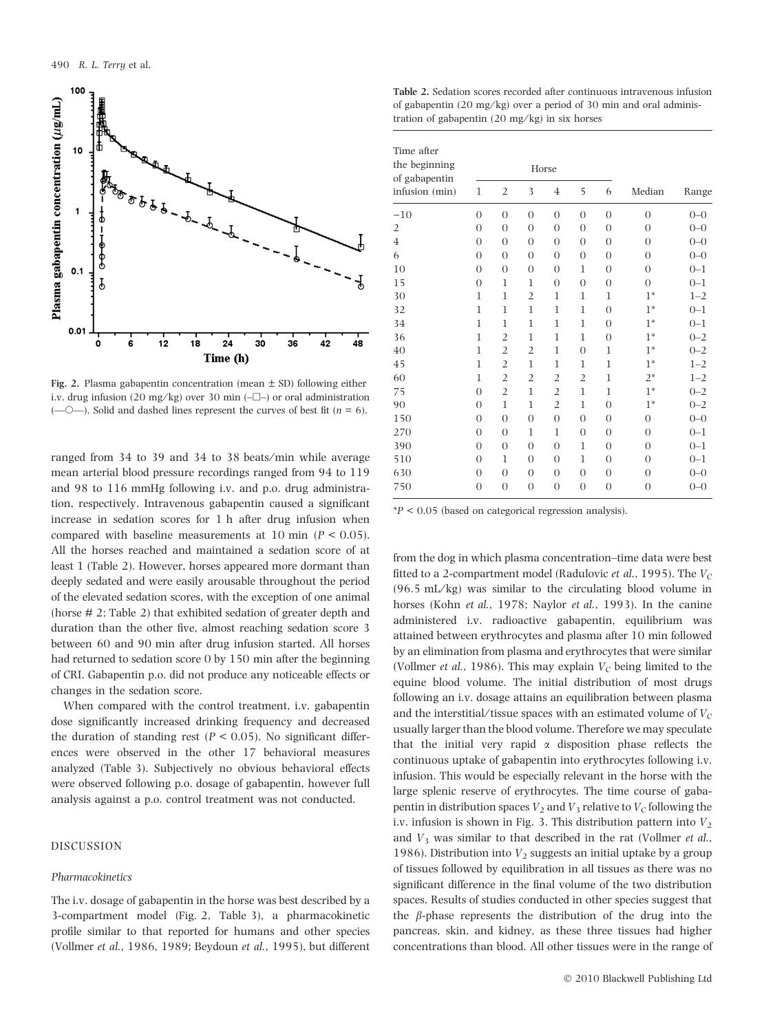Fig. 2. Plasma gabapentin concentration (mean ± SD) following either i.v. drug infusion (20 mg/kg) over 30 min (–□–) or oral administration (—○—). Solid and dashed lines represent the curves of best fit ($n = 6$).

ranged from 34 to 39 and 34 to 38 beats/min while average mean arterial blood pressure recordings ranged from 94 to 119 and 98 to 116 mmHg following i.v. and p.o. drug administration, respectively. Intravenous gabapentin caused a significant increase in sedation scores for 1 h after drug infusion when compared with baseline measurements at 10 min ($P < 0.05$). All the horses reached and maintained a sedation score of at least 1 (Table 2). However, horses appeared more dormant than deeply sedated and were easily arousable throughout the period of the elevated sedation scores, with the exception of one animal (horse # 2; Table 2) that exhibited sedation of greater depth and duration than the other five, almost reaching sedation score 3 between 60 and 90 min after drug infusion started. All horses had returned to sedation score 0 by 150 min after the beginning of CRI. Gabapentin p.o. did not produce any noticeable effects or changes in the sedation score.

When compared with the control treatment, i.v. gabapentin dose significantly increased drinking frequency and decreased the duration of standing rest ($P < 0.05$). No significant differences were observed in the other 17 behavioral measures analyzed (Table 3). Subjectively no obvious behavioral effects were observed following p.o. dosage of gabapentin, however full analysis against a p.o. control treatment was not conducted.

**Table 2.** Sedation scores recorded after continuous intravenous infusion of gabapentin (20 mg/kg) over a period of 30 min and oral administration of gabapentin (20 mg/kg) in six horses

| Time after the beginning of gabapentin infusion (min) | Horse | | | | | | Median | Range |
|---|---|---|---|---|---|---|---|---|
| | 1 | 2 | 3 | 4 | 5 | 6 | | |
| −10 | 0 | 0 | 0 | 0 | 0 | 0 | 0 | 0–0 |
| 2 | 0 | 0 | 0 | 0 | 0 | 0 | 0 | 0–0 |
| 4 | 0 | 0 | 0 | 0 | 0 | 0 | 0 | 0–0 |
| 6 | 0 | 0 | 0 | 0 | 0 | 0 | 0 | 0–0 |
| 10 | 0 | 0 | 0 | 0 | 1 | 0 | 0 | 0–1 |
| 15 | 0 | 1 | 1 | 0 | 0 | 0 | 0 | 0–1 |
| 30 | 1 | 1 | 2 | 1 | 1 | 1 | 1* | 1–2 |
| 32 | 1 | 1 | 1 | 1 | 1 | 0 | 1* | 0–1 |
| 34 | 1 | 1 | 1 | 1 | 1 | 0 | 1* | 0–1 |
| 36 | 1 | 2 | 1 | 1 | 1 | 0 | 1* | 0–2 |
| 40 | 1 | 2 | 2 | 1 | 0 | 1 | 1* | 0–2 |
| 45 | 1 | 2 | 1 | 1 | 1 | 1 | 1* | 1–2 |
| 60 | 1 | 2 | 2 | 2 | 2 | 1 | 2* | 1–2 |
| 75 | 0 | 2 | 1 | 2 | 1 | 1 | 1* | 0–2 |
| 90 | 0 | 1 | 1 | 2 | 1 | 0 | 1* | 0–2 |
| 150 | 0 | 0 | 0 | 0 | 0 | 0 | 0 | 0–0 |
| 270 | 0 | 0 | 1 | 1 | 0 | 0 | 0 | 0–1 |
| 390 | 0 | 0 | 0 | 0 | 1 | 0 | 0 | 0–1 |
| 510 | 0 | 1 | 0 | 0 | 1 | 0 | 0 | 0–1 |
| 630 | 0 | 0 | 0 | 0 | 0 | 0 | 0 | 0–0 |
| 750 | 0 | 0 | 0 | 0 | 0 | 0 | 0 | 0–0 |

*$P < 0.05$ (based on categorical regression analysis).

## DISCUSSION

### Pharmacokinetics

The i.v. dosage of gabapentin in the horse was best described by a 3-compartment model (Fig. 2, Table 3), a pharmacokinetic profile similar to that reported for humans and other species (Vollmer *et al.*, 1986, 1989; Beydoun *et al.*, 1995), but different from the dog in which plasma concentration–time data were best fitted to a 2-compartment model (Radulovic *et al.*, 1995). The $V_C$ (96.5 mL/kg) was similar to the circulating blood volume in horses (Kohn *et al.*, 1978; Naylor *et al.*, 1993). In the canine administered i.v. radioactive gabapentin, equilibrium was attained between erythrocytes and plasma after 10 min followed by an elimination from plasma and erythrocytes that were similar (Vollmer *et al.*, 1986). This may explain $V_C$ being limited to the equine blood volume. The initial distribution of most drugs following an i.v. dosage attains an equilibrium between plasma and the interstitial/tissue spaces with an estimated volume of $V_C$ usually larger than the blood volume. Therefore we may speculate that the initial very rapid $\alpha$ disposition phase reflects the continuous uptake of gabapentin into erythrocytes following i.v. infusion. This would be especially relevant in the horse with the large splenic reserve of erythrocytes. The time course of gabapentin in distribution spaces $V_2$ and $V_3$ relative to $V_C$ following the i.v. infusion is shown in Fig. 3. This distribution pattern into $V_2$ and $V_3$ was similar to that described in the rat (Vollmer *et al.*, 1986). Distribution into $V_2$ suggests an initial uptake by a group of tissues followed by equilibration in all tissues as there was no significant difference in the final volume of the two distribution spaces. Results of studies conducted in other species suggest that the $\beta$-phase represents the distribution of the drug into the pancreas, skin, and kidney, as these three tissues had higher concentrations than blood. All other tissues were in the range of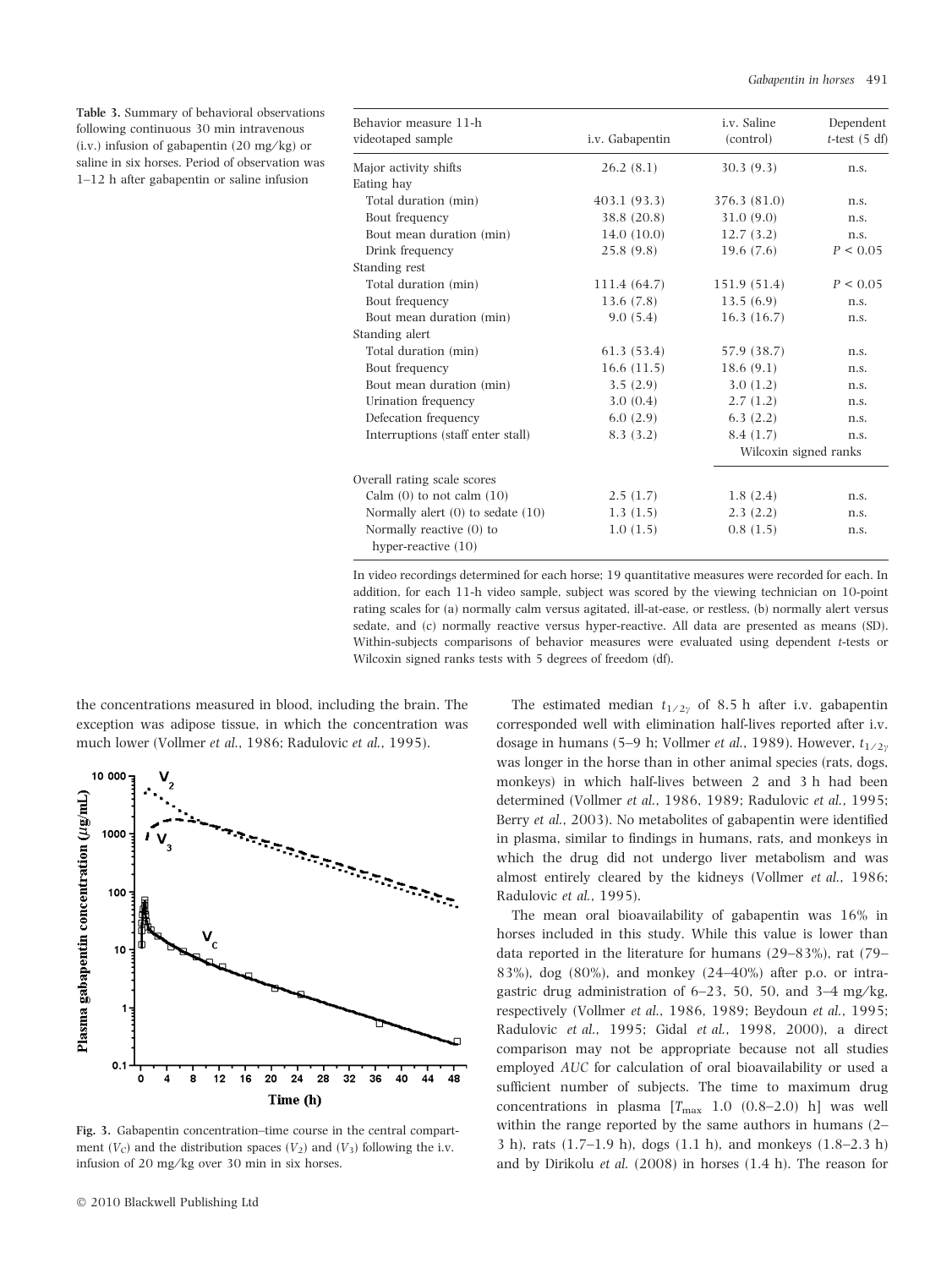**Table 3.** Summary of behavioral observations following continuous 30 min intravenous (i.v.) infusion of gabapentin (20 mg/kg) or saline in six horses. Period of observation was 1–12 h after gabapentin or saline infusion

| Behavior measure 11-h videotaped sample | i.v. Gabapentin | i.v. Saline (control) | Dependent $t$-test (5 df) |
|---|---|---|---|
| Major activity shifts | 26.2 (8.1) | 30.3 (9.3) | n.s. |
| Eating hay | | | |
| Total duration (min) | 403.1 (93.3) | 376.3 (81.0) | n.s. |
| Bout frequency | 38.8 (20.8) | 31.0 (9.0) | n.s. |
| Bout mean duration (min) | 14.0 (10.0) | 12.7 (3.2) | n.s. |
| Drink frequency | 25.8 (9.8) | 19.6 (7.6) | $P < 0.05$ |
| Standing rest | | | |
| Total duration (min) | 111.4 (64.7) | 151.9 (51.4) | $P < 0.05$ |
| Bout frequency | 13.6 (7.8) | 13.5 (6.9) | n.s. |
| Bout mean duration (min) | 9.0 (5.4) | 16.3 (16.7) | n.s. |
| Standing alert | | | |
| Total duration (min) | 61.3 (53.4) | 57.9 (38.7) | n.s. |
| Bout frequency | 16.6 (11.5) | 18.6 (9.1) | n.s. |
| Bout mean duration (min) | 3.5 (2.9) | 3.0 (1.2) | n.s. |
| Urination frequency | 3.0 (0.4) | 2.7 (1.2) | n.s. |
| Defecation frequency | 6.0 (2.9) | 6.3 (2.2) | n.s. |
| Interruptions (staff enter stall) | 8.3 (3.2) | 8.4 (1.7) | n.s. |
| | | Wilcoxin signed ranks | |
| Overall rating scale scores | | | |
| Calm (0) to not calm (10) | 2.5 (1.7) | 1.8 (2.4) | n.s. |
| Normally alert (0) to sedate (10) | 1.3 (1.5) | 2.3 (2.2) | n.s. |
| Normally reactive (0) to hyper-reactive (10) | 1.0 (1.5) | 0.8 (1.5) | n.s. |

In video recordings determined for each horse; 19 quantitative measures were recorded for each. In addition, for each 11-h video sample, subject was scored by the viewing technician on 10-point rating scales for (a) normally calm versus agitated, ill-at-ease, or restless, (b) normally alert versus sedate, and (c) normally reactive versus hyper-reactive. All data are presented as means (SD). Within-subjects comparisons of behavior measures were evaluated using dependent t-tests or Wilcoxin signed ranks tests with 5 degrees of freedom (df).

the concentrations measured in blood, including the brain. The exception was adipose tissue, in which the concentration was much lower (Vollmer *et al.*, 1986; Radulovic *et al.*, 1995).

**Fig. 3.** Gabapentin concentration–time course in the central compartment ($V_C$) and the distribution spaces ($V_2$) and ($V_3$) following the i.v. infusion of 20 mg/kg over 30 min in six horses.

The estimated median $t_{1/2\gamma}$ of 8.5 h after i.v. gabapentin corresponded well with elimination half-lives reported after i.v. dosage in humans (5–9 h; Vollmer *et al.*, 1989). However, $t_{1/2\gamma}$ was longer in the horse than in other animal species (rats, dogs, monkeys) in which half-lives between 2 and 3 h had been determined (Vollmer *et al.*, 1986, 1989; Radulovic *et al.*, 1995; Berry *et al.*, 2003). No metabolites of gabapentin were identified in plasma, similar to findings in humans, rats, and monkeys in which the drug did not undergo liver metabolism and was almost entirely cleared by the kidneys (Vollmer *et al.*, 1986; Radulovic *et al.*, 1995).

The mean oral bioavailability of gabapentin was 16% in horses included in this study. While this value is lower than data reported in the literature for humans (29–83%), rat (79–83%), dog (80%), and monkey (24–40%) after p.o. or intragastric drug administration of 6–23, 50, 50, and 3–4 mg/kg, respectively (Vollmer *et al.*, 1986, 1989; Beydoun *et al.*, 1995; Radulovic *et al.*, 1995; Gidal *et al.*, 1998, 2000), a direct comparison may not be appropriate because not all studies employed *AUC* for calculation of oral bioavailability or used a sufficient number of subjects. The time to maximum drug concentrations in plasma [$T_{max}$ 1.0 (0.8–2.0) h] was well within the range reported by the same authors in humans (2–3 h), rats (1.7–1.9 h), dogs (1.1 h), and monkeys (1.8–2.3 h) and by Dirikolu *et al.* (2008) in horses (1.4 h). The reason for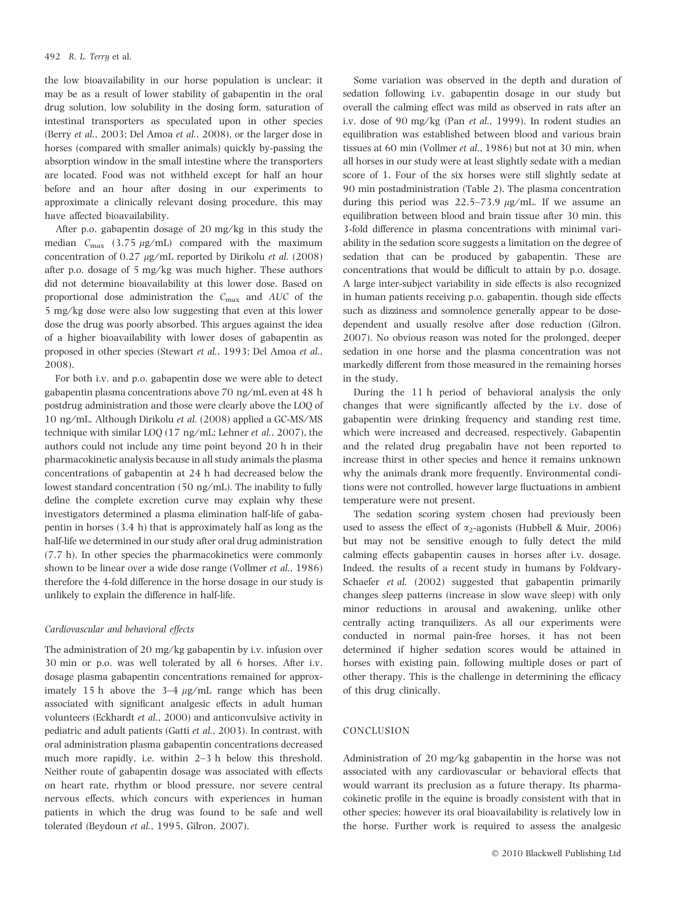the low bioavailability in our horse population is unclear; it may be as a result of lower stability of gabapentin in the oral drug solution, low solubility in the dosing form, saturation of intestinal transporters as speculated upon in other species (Berry *et al.*, 2003; Del Amoa *et al.*, 2008), or the larger dose in horses (compared with smaller animals) quickly by-passing the absorption window in the small intestine where the transporters are located. Food was not withheld except for half an hour before and an hour after dosing in our experiments to approximate a clinically relevant dosing procedure, this may have affected bioavailability.

After p.o. gabapentin dosage of 20 mg/kg in this study the median $C_{max}$ (3.75 μg/mL) compared with the maximum concentration of 0.27 μg/mL reported by Dirikolu *et al.* (2008) after p.o. dosage of 5 mg/kg was much higher. These authors did not determine bioavailability at this lower dose. Based on proportional dose administration the $C_{max}$ and $AUC$ of the 5 mg/kg dose were also low suggesting that even at this lower dose the drug was poorly absorbed. This argues against the idea of a higher bioavailability with lower doses of gabapentin as proposed in other species (Stewart *et al.*, 1993; Del Amoa *et al.*, 2008).

For both i.v. and p.o. gabapentin dose we were able to detect gabapentin plasma concentrations above 70 ng/mL even at 48 h postdrug administration and those were clearly above the LOQ of 10 ng/mL. Although Dirikolu *et al.* (2008) applied a GC-MS/MS technique with similar LOQ (17 ng/mL; Lehner *et al.*, 2007), the authors could not include any time point beyond 20 h in their pharmacokinetic analysis because in all study animals the plasma concentrations of gabapentin at 24 h had decreased below the lowest standard concentration (50 ng/mL). The inability to fully define the complete excretion curve may explain why these investigators determined a plasma elimination half-life of gabapentin in horses (3.4 h) that is approximately half as long as the half-life we determined in our study after oral drug administration (7.7 h). In other species the pharmacokinetics were commonly shown to be linear over a wide dose range (Vollmer *et al.*, 1986) therefore the 4-fold difference in the horse dosage in our study is unlikely to explain the difference in half-life.

### Cardiovascular and behavioral effects

The administration of 20 mg/kg gabapentin by i.v. infusion over 30 min or p.o. was well tolerated by all 6 horses. After i.v. dosage plasma gabapentin concentrations remained for approximately 15 h above the 3–4 μg/mL range which has been associated with significant analgesic effects in adult human volunteers (Eckhardt *et al.*, 2000) and anticonvulsive activity in pediatric and adult patients (Gatti *et al.*, 2003). In contrast, with oral administration plasma gabapentin concentrations decreased much more rapidly, i.e. within 2–3 h below this threshold. Neither route of gabapentin dosage was associated with effects on heart rate, rhythm or blood pressure, nor severe central nervous effects, which concurs with experiences in human patients in which the drug was found to be safe and well tolerated (Beydoun *et al.*, 1995, Gilron, 2007).

Some variation was observed in the depth and duration of sedation following i.v. gabapentin dosage in our study but overall the calming effect was mild as observed in rats after an i.v. dose of 90 mg/kg (Pan *et al.*, 1999). In rodent studies an equilibration was established between blood and various brain tissues at 60 min (Vollmer *et al.*, 1986) but not at 30 min, when all horses in our study were at least slightly sedate with a median score of 1. Four of the six horses were still slightly sedate at 90 min postadministration (Table 2). The plasma concentration during this period was 22.5–73.9 μg/mL. If we assume an equilibration between blood and brain tissue after 30 min, this 3-fold difference in plasma concentrations with minimal variability in the sedation score suggests a limitation on the degree of sedation that can be produced by gabapentin. These are concentrations that would be difficult to attain by p.o. dosage. A large inter-subject variability in side effects is also recognized in human patients receiving p.o. gabapentin, though side effects such as dizziness and somnolence generally appear to be dose-dependent and usually resolve after dose reduction (Gilron, 2007). No obvious reason was noted for the prolonged, deeper sedation in one horse and the plasma concentration was not markedly different from those measured in the remaining horses in the study.

During the 11 h period of behavioral analysis the only changes that were significantly affected by the i.v. dose of gabapentin were drinking frequency and standing rest time, which were increased and decreased, respectively. Gabapentin and the related drug pregabalin have not been reported to increase thirst in other species and hence it remains unknown why the animals drank more frequently. Environmental conditions were not controlled, however large fluctuations in ambient temperature were not present.

The sedation scoring system chosen had previously been used to assess the effect of $\alpha_2$-agonists (Hubbell & Muir, 2006) but may not be sensitive enough to fully detect the mild calming effects gabapentin causes in horses after i.v. dosage. Indeed, the results of a recent study in humans by Foldvary-Schaefer *et al.* (2002) suggested that gabapentin primarily changes sleep patterns (increase in slow wave sleep) with only minor reductions in arousal and awakening, unlike other centrally acting tranquilizers. As all our experiments were conducted in normal pain-free horses, it has not been determined if higher sedation scores would be attained in horses with existing pain, following multiple doses or part of other therapy. This is the challenge in determining the efficacy of this drug clinically.

## CONCLUSION

Administration of 20 mg/kg gabapentin in the horse was not associated with any cardiovascular or behavioral effects that would warrant its preclusion as a future therapy. Its pharmacokinetic profile in the equine is broadly consistent with that in other species; however its oral bioavailability is relatively low in the horse. Further work is required to assess the analgesic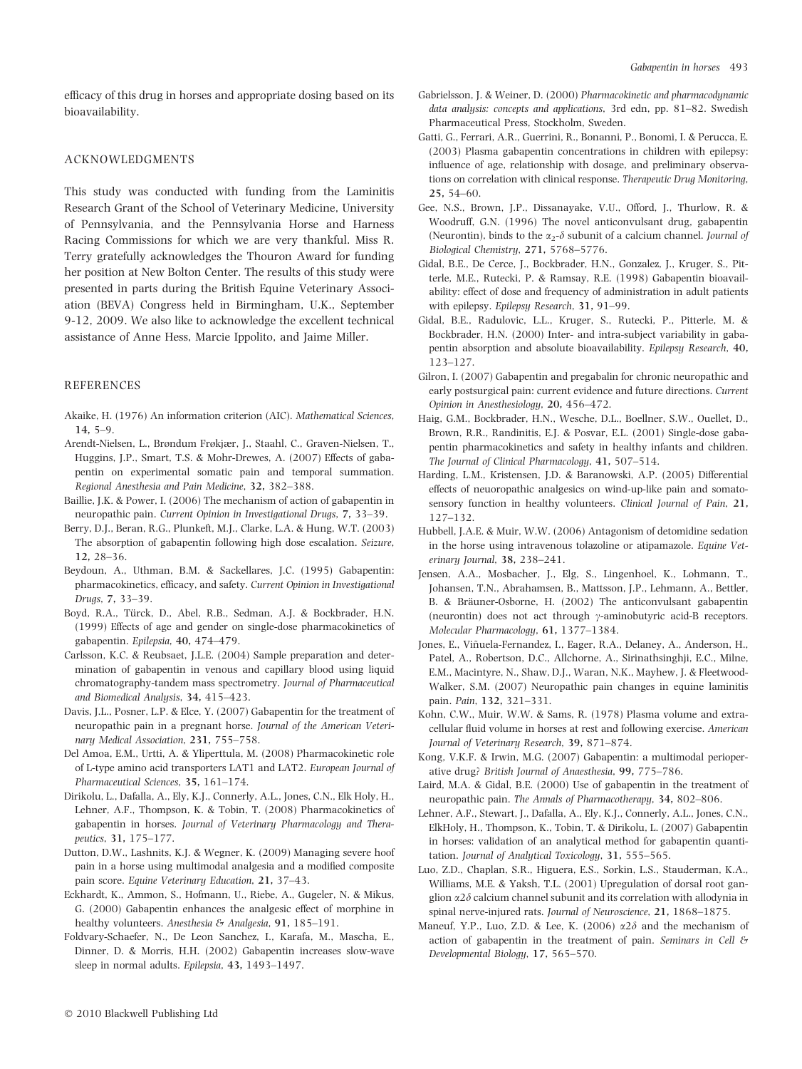efficacy of this drug in horses and appropriate dosing based on its bioavailability.

## ACKNOWLEDGMENTS

This study was conducted with funding from the Laminitis Research Grant of the School of Veterinary Medicine, University of Pennsylvania, and the Pennsylvania Horse and Harness Racing Commissions for which we are very thankful. Miss R. Terry gratefully acknowledges the Thouron Award for funding her position at New Bolton Center. The results of this study were presented in parts during the British Equine Veterinary Association (BEVA) Congress held in Birmingham, U.K., September 9-12, 2009. We also like to acknowledge the excellent technical assistance of Anne Hess, Marcie Ippolito, and Jaime Miller.

## REFERENCES

Akaike, H. (1976) An information criterion (AIC). *Mathematical Sciences*, **14**, 5–9.

Arendt-Nielsen, L., Brøndum Frøkjær, J., Staahl, C., Graven-Nielsen, T., Huggins, J.P., Smart, T.S. & Mohr-Drewes, A. (2007) Effects of gabapentin on experimental somatic pain and temporal summation. *Regional Anesthesia and Pain Medicine*, **32**, 382–388.

Baillie, J.K. & Power, I. (2006) The mechanism of action of gabapentin in neuropathic pain. *Current Opinion in Investigational Drugs*, **7**, 33–39.

Berry, D.J., Beran, R.G., Plunkeft, M.J., Clarke, L.A. & Hung, W.T. (2003) The absorption of gabapentin following high dose escalation. *Seizure*, **12**, 28–36.

Beydoun, A., Uthman, B.M. & Sackellares, J.C. (1995) Gabapentin: pharmacokinetics, efficacy, and safety. *Current Opinion in Investigational Drugs*, **7**, 33–39.

Boyd, R.A., Türck, D., Abel, R.B., Sedman, A.J. & Bockbrader, H.N. (1999) Effects of age and gender on single-dose pharmacokinetics of gabapentin. *Epilepsia*, **40**, 474–479.

Carlsson, K.C. & Reubsaet, J.L.E. (2004) Sample preparation and determination of gabapentin in venous and capillary blood using liquid chromatography-tandem mass spectrometry. *Journal of Pharmaceutical and Biomedical Analysis*, **34**, 415–423.

Davis, J.L., Posner, L.P. & Elce, Y. (2007) Gabapentin for the treatment of neuropathic pain in a pregnant horse. *Journal of the American Veterinary Medical Association*, **231**, 755–758.

Del Amoa, E.M., Urtti, A. & Yliperttula, M. (2008) Pharmacokinetic role of L-type amino acid transporters LAT1 and LAT2. *European Journal of Pharmaceutical Sciences*, **35**, 161–174.

Dirikolu, L., Dafalla, A., Ely, K.J., Connerly, A.L., Jones, C.N., Elk Holy, H., Lehner, A.F., Thompson, K. & Tobin, T. (2008) Pharmacokinetics of gabapentin in horses. *Journal of Veterinary Pharmacology and Therapeutics*, **31**, 175–177.

Dutton, D.W., Lashnits, K.J. & Wegner, K. (2009) Managing severe hoof pain in a horse using multimodal analgesia and a modified composite pain score. *Equine Veterinary Education*, **21**, 37–43.

Eckhardt, K., Ammon, S., Hofmann, U., Riebe, A., Gugeler, N. & Mikus, G. (2000) Gabapentin enhances the analgesic effect of morphine in healthy volunteers. *Anesthesia & Analgesia*, **91**, 185–191.

Foldvary-Schaefer, N., De Leon Sanchez, I., Karafa, M., Mascha, E., Dinner, D. & Morris, H.H. (2002) Gabapentin increases slow-wave sleep in normal adults. *Epilepsia*, **43**, 1493–1497.

Gabrielsson, J. & Weiner, D. (2000) *Pharmacokinetic and pharmacodynamic data analysis: concepts and applications*, 3rd edn, pp. 81–82. Swedish Pharmaceutical Press, Stockholm, Sweden.

Gatti, G., Ferrari, A.R., Guerrini, R., Bonanni, P., Bonomi, I. & Perucca, E. (2003) Plasma gabapentin concentrations in children with epilepsy: influence of age, relationship with dosage, and preliminary observations on correlation with clinical response. *Therapeutic Drug Monitoring*, **25**, 54–60.

Gee, N.S., Brown, J.P., Dissanayake, V.U., Offord, J., Thurlow, R. & Woodruff, G.N. (1996) The novel anticonvulsant drug, gabapentin (Neurontin), binds to the $\alpha_2$-$\delta$ subunit of a calcium channel. *Journal of Biological Chemistry*, **271**, 5768–5776.

Gidal, B.E., De Cerce, J., Bockbrader, H.N., Gonzalez, J., Kruger, S., Pitterle, M.E., Rutecki, P. & Ramsay, R.E. (1998) Gabapentin bioavailability: effect of dose and frequency of administration in adult patients with epilepsy. *Epilepsy Research*, **31**, 91–99.

Gidal, B.E., Radulovic, L.L., Kruger, S., Rutecki, P., Pitterle, M. & Bockbrader, H.N. (2000) Inter- and intra-subject variability in gabapentin absorption and absolute bioavailability. *Epilepsy Research*, **40**, 123–127.

Gilron, I. (2007) Gabapentin and pregabalin for chronic neuropathic and early postsurgical pain: current evidence and future directions. *Current Opinion in Anesthesiology*, **20**, 456–472.

Haig, G.M., Bockbrader, H.N., Wesche, D.L., Boellner, S.W., Ouellet, D., Brown, R.R., Randinitis, E.J. & Posvar, E.L. (2001) Single-dose gabapentin pharmacokinetics and safety in healthy infants and children. *The Journal of Clinical Pharmacology*, **41**, 507–514.

Harding, L.M., Kristensen, J.D. & Baranowski, A.P. (2005) Differential effects of neuoropathic analgesics on wind-up-like pain and somatosensory function in healthy volunteers. *Clinical Journal of Pain*, **21**, 127–132.

Hubbell, J.A.E. & Muir, W.W. (2006) Antagonism of detomidine sedation in the horse using intravenous tolazoline or atipamazole. *Equine Veterinary Journal*, **38**, 238–241.

Jensen, A.A., Mosbacher, J., Elg, S., Lingenhoel, K., Lohmann, T., Johansen, T.N., Abrahamsen, B., Mattsson, J.P., Lehmann, A., Bettler, B. & Bräuner-Osborne, H. (2002) The anticonvulsant gabapentin (neurontin) does not act through $\gamma$-aminobutyric acid-B receptors. *Molecular Pharmacology*, **61**, 1377–1384.

Jones, E., Viñuela-Fernandez, I., Eager, R.A., Delaney, A., Anderson, H., Patel, A., Robertson, D.C., Allchorne, A., Sirinathsinghji, E.C., Milne, E.M., Macintyre, N., Shaw, D.J., Waran, N.K., Mayhew, J. & Fleetwood-Walker, S.M. (2007) Neuropathic pain changes in equine laminitis pain. *Pain*, **132**, 321–331.

Kohn, C.W., Muir, W.W. & Sams, R. (1978) Plasma volume and extracellular fluid volume in horses at rest and following exercise. *American Journal of Veterinary Research*, **39**, 871–874.

Kong, V.K.F. & Irwin, M.G. (2007) Gabapentin: a multimodal perioperative drug? *British Journal of Anaesthesia*, **99**, 775–786.

Laird, M.A. & Gidal, B.E. (2000) Use of gabapentin in the treatment of neuropathic pain. *The Annals of Pharmacotherapy*, **34**, 802–806.

Lehner, A.F., Stewart, J., Dafalla, A., Ely, K.J., Connerly, A.L., Jones, C.N., ElkHoly, H., Thompson, K., Tobin, T. & Dirikolu, L. (2007) Gabapentin in horses: validation of an analytical method for gabapentin quantitation. *Journal of Analytical Toxicology*, **31**, 555–565.

Luo, Z.D., Chaplan, S.R., Higuera, E.S., Sorkin, L.S., Stauderman, K.A., Williams, M.E. & Yaksh, T.L. (2001) Upregulation of dorsal root ganglion $\alpha2\delta$ calcium channel subunit and its correlation with allodynia in spinal nerve-injured rats. *Journal of Neuroscience*, **21**, 1868–1875.

Maneuf, Y.P., Luo, Z.D. & Lee, K. (2006) $\alpha2\delta$ and the mechanism of action of gabapentin in the treatment of pain. *Seminars in Cell & Developmental Biology*, **17**, 565–570.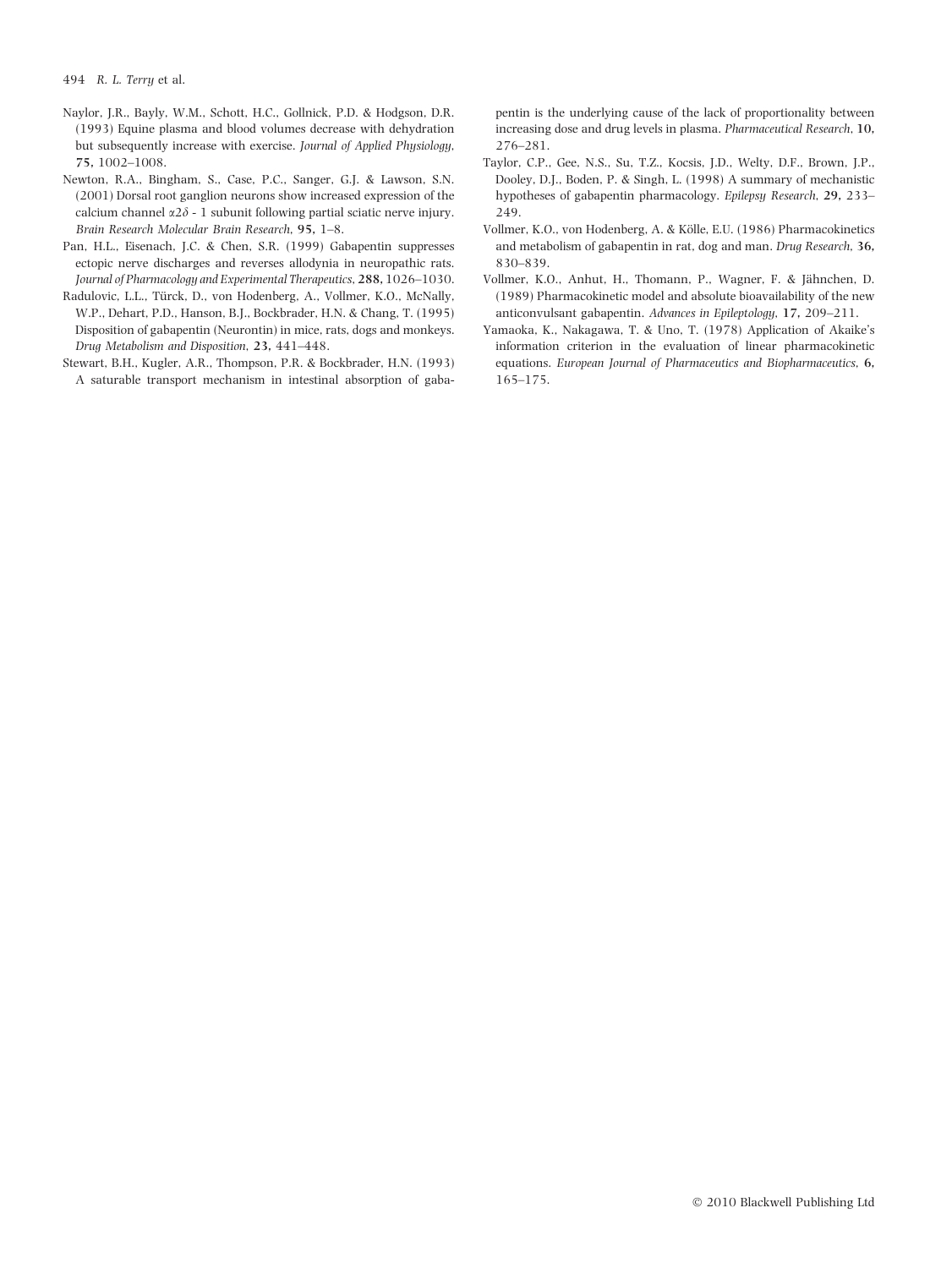Naylor, J.R., Bayly, W.M., Schott, H.C., Gollnick, P.D. & Hodgson, D.R. (1993) Equine plasma and blood volumes decrease with dehydration but subsequently increase with exercise. *Journal of Applied Physiology*, **75**, 1002–1008.

Newton, R.A., Bingham, S., Case, P.C., Sanger, G.J. & Lawson, S.N. (2001) Dorsal root ganglion neurons show increased expression of the calcium channel $\alpha2\delta$ - 1 subunit following partial sciatic nerve injury. *Brain Research Molecular Brain Research*, **95**, 1–8.

Pan, H.L., Eisenach, J.C. & Chen, S.R. (1999) Gabapentin suppresses ectopic nerve discharges and reverses allodynia in neuropathic rats. *Journal of Pharmacology and Experimental Therapeutics*, **288**, 1026–1030.

Radulovic, L.L., Türck, D., von Hodenberg, A., Vollmer, K.O., McNally, W.P., Dehart, P.D., Hanson, B.J., Bockbrader, H.N. & Chang, T. (1995) Disposition of gabapentin (Neurontin) in mice, rats, dogs and monkeys. *Drug Metabolism and Disposition*, **23**, 441–448.

Stewart, B.H., Kugler, A.R., Thompson, P.R. & Bockbrader, H.N. (1993) A saturable transport mechanism in intestinal absorption of gabapentin is the underlying cause of the lack of proportionality between increasing dose and drug levels in plasma. *Pharmaceutical Research*, **10**, 276–281.

Taylor, C.P., Gee, N.S., Su, T.Z., Kocsis, J.D., Welty, D.F., Brown, J.P., Dooley, D.J., Boden, P. & Singh, L. (1998) A summary of mechanistic hypotheses of gabapentin pharmacology. *Epilepsy Research*, **29**, 233–249.

Vollmer, K.O., von Hodenberg, A. & Kölle, E.U. (1986) Pharmacokinetics and metabolism of gabapentin in rat, dog and man. *Drug Research*, **36**, 830–839.

Vollmer, K.O., Anhut, H., Thomann, P., Wagner, F. & Jähnchen, D. (1989) Pharmacokinetic model and absolute bioavailability of the new anticonvulsant gabapentin. *Advances in Epileptology*, **17**, 209–211.

Yamaoka, K., Nakagawa, T. & Uno, T. (1978) Application of Akaike's information criterion in the evaluation of linear pharmacokinetic equations. *European Journal of Pharmaceutics and Biopharmaceutics*, **6**, 165–175.